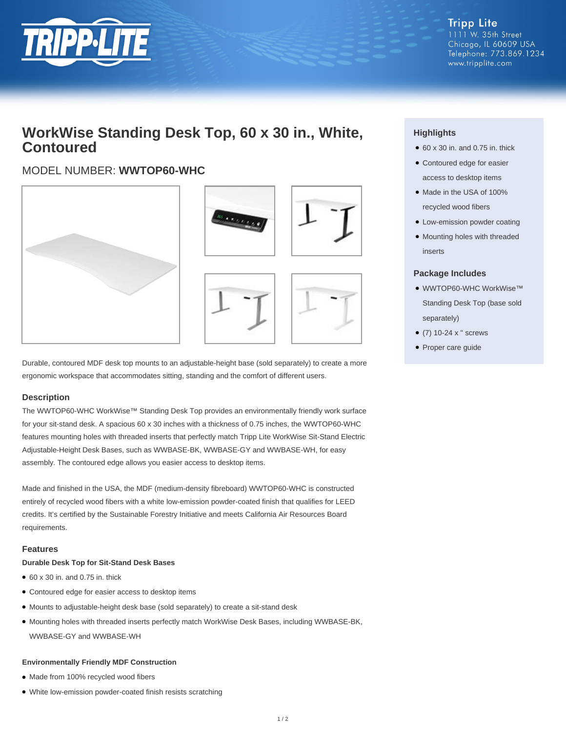Tripp Lite
1111 W. 35th Street
Chicago, IL 60609 USA
Telephone: 773.869.1234
www.tripplite.com

# WorkWise Standing Desk Top, 60 x 30 in., White, Contoured

## MODEL NUMBER: **WWTOP60-WHC**

Durable, contoured MDF desk top mounts to an adjustable-height base (sold separately) to create a more ergonomic workspace that accommodates sitting, standing and the comfort of different users.

### Highlights

- 60 x 30 in. and 0.75 in. thick
- Contoured edge for easier access to desktop items
- Made in the USA of 100% recycled wood fibers
- Low-emission powder coating
- Mounting holes with threaded inserts

### Package Includes

- WWTOP60-WHC WorkWise™ Standing Desk Top (base sold separately)
- (7) 10-24 x " screws
- Proper care guide

### Description

The WWTOP60-WHC WorkWise™ Standing Desk Top provides an environmentally friendly work surface for your sit-stand desk. A spacious 60 x 30 inches with a thickness of 0.75 inches, the WWTOP60-WHC features mounting holes with threaded inserts that perfectly match Tripp Lite WorkWise Sit-Stand Electric Adjustable-Height Desk Bases, such as WWBASE-BK, WWBASE-GY and WWBASE-WH, for easy assembly. The contoured edge allows you easier access to desktop items.

Made and finished in the USA, the MDF (medium-density fibreboard) WWTOP60-WHC is constructed entirely of recycled wood fibers with a white low-emission powder-coated finish that qualifies for LEED credits. It's certified by the Sustainable Forestry Initiative and meets California Air Resources Board requirements.

### Features

**Durable Desk Top for Sit-Stand Desk Bases**

- 60 x 30 in. and 0.75 in. thick
- Contoured edge for easier access to desktop items
- Mounts to adjustable-height desk base (sold separately) to create a sit-stand desk
- Mounting holes with threaded inserts perfectly match WorkWise Desk Bases, including WWBASE-BK, WWBASE-GY and WWBASE-WH

**Environmentally Friendly MDF Construction**

- Made from 100% recycled wood fibers
- White low-emission powder-coated finish resists scratching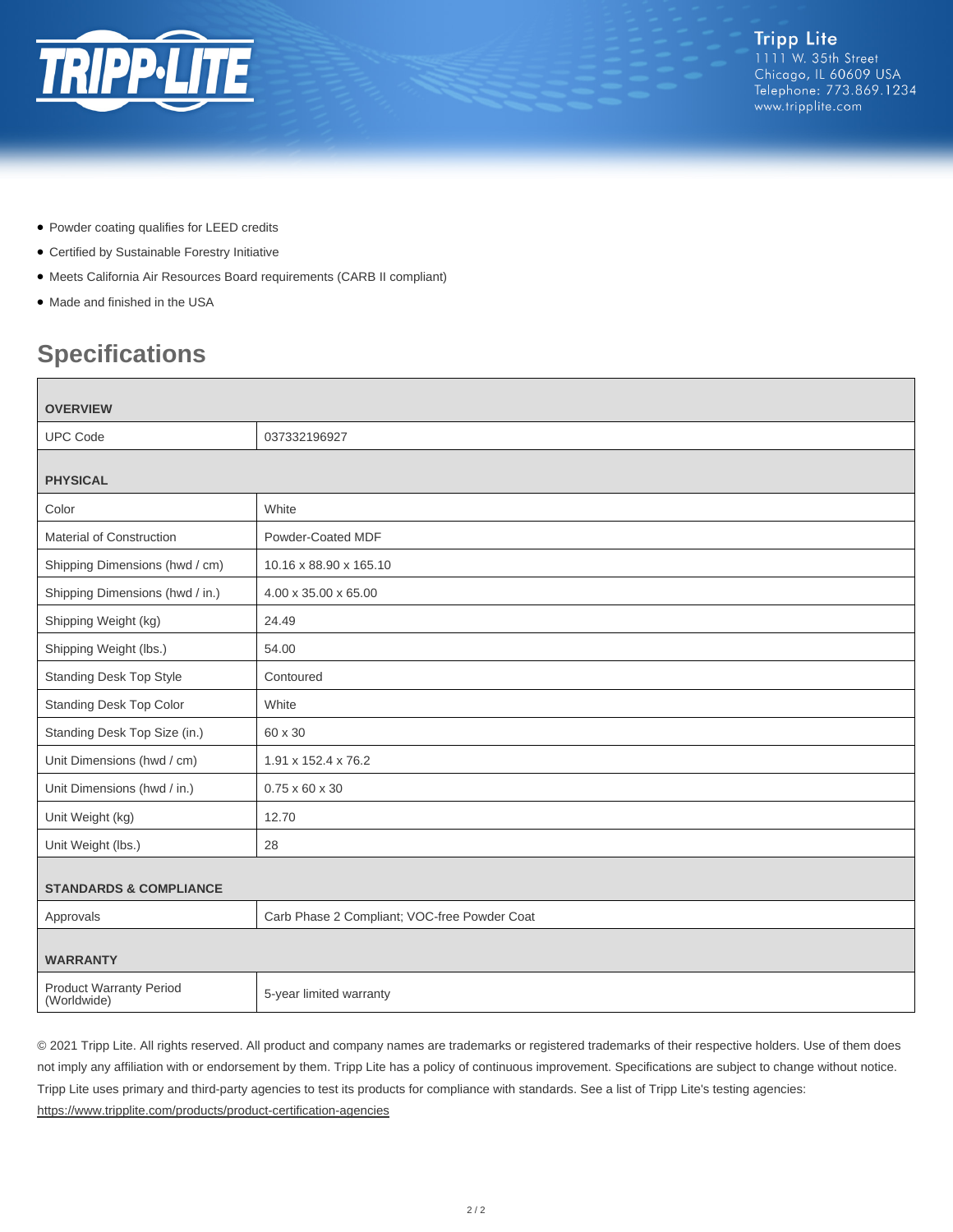- Powder coating qualifies for LEED credits
- Certified by Sustainable Forestry Initiative
- Meets California Air Resources Board requirements (CARB II compliant)
- Made and finished in the USA

## Specifications

| **OVERVIEW** | |
|---|---|
| UPC Code | 037332196927 |
| **PHYSICAL** | |
| Color | White |
| Material of Construction | Powder-Coated MDF |
| Shipping Dimensions (hwd / cm) | 10.16 x 88.90 x 165.10 |
| Shipping Dimensions (hwd / in.) | 4.00 x 35.00 x 65.00 |
| Shipping Weight (kg) | 24.49 |
| Shipping Weight (lbs.) | 54.00 |
| Standing Desk Top Style | Contoured |
| Standing Desk Top Color | White |
| Standing Desk Top Size (in.) | 60 x 30 |
| Unit Dimensions (hwd / cm) | 1.91 x 152.4 x 76.2 |
| Unit Dimensions (hwd / in.) | 0.75 x 60 x 30 |
| Unit Weight (kg) | 12.70 |
| Unit Weight (lbs.) | 28 |
| **STANDARDS & COMPLIANCE** | |
| Approvals | Carb Phase 2 Compliant; VOC-free Powder Coat |
| **WARRANTY** | |
| Product Warranty Period (Worldwide) | 5-year limited warranty |

© 2021 Tripp Lite. All rights reserved. All product and company names are trademarks or registered trademarks of their respective holders. Use of them does not imply any affiliation with or endorsement by them. Tripp Lite has a policy of continuous improvement. Specifications are subject to change without notice. Tripp Lite uses primary and third-party agencies to test its products for compliance with standards. See a list of Tripp Lite's testing agencies: https://www.tripplite.com/products/product-certification-agencies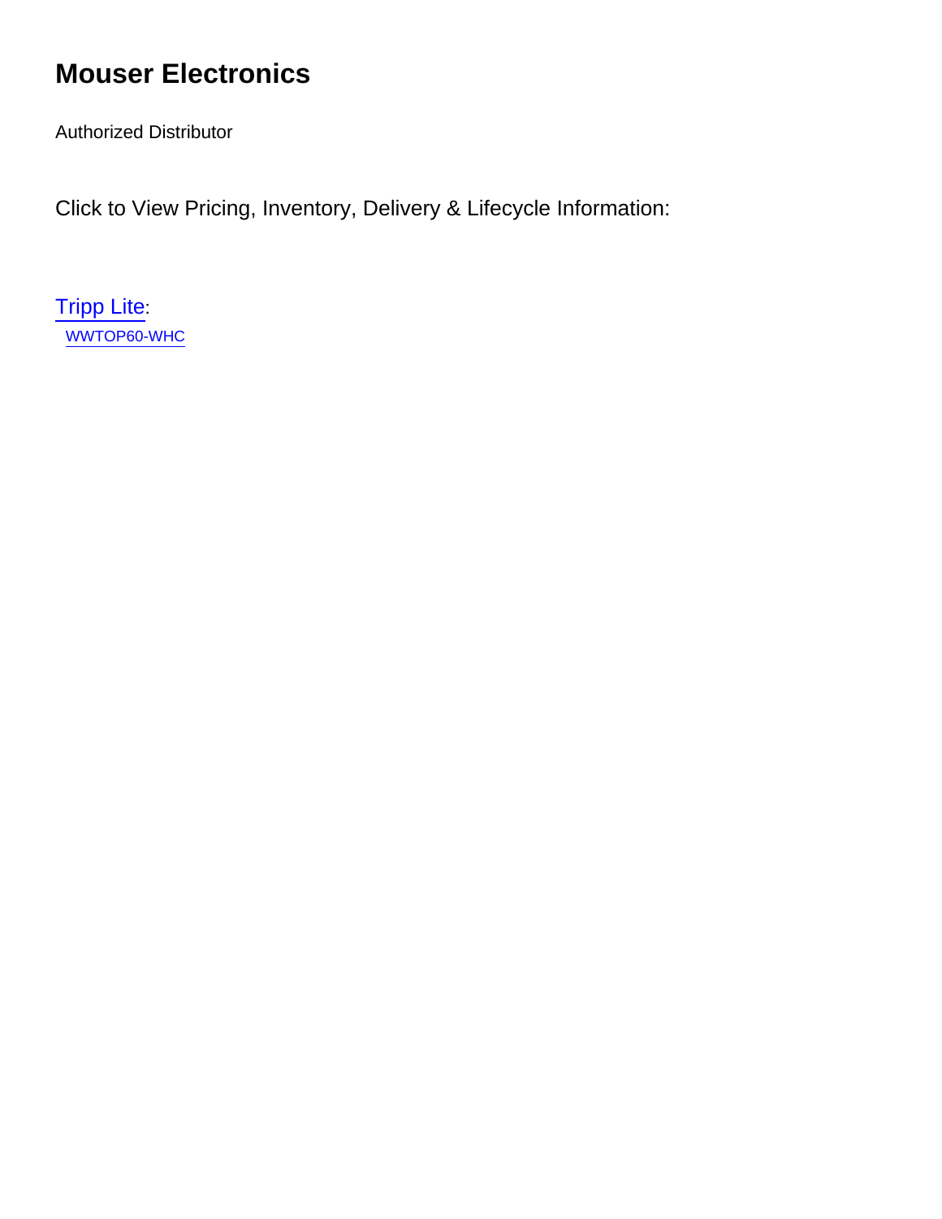# Mouser Electronics

Authorized Distributor

Click to View Pricing, Inventory, Delivery & Lifecycle Information:

Tripp Lite:

WWTOP60-WHC